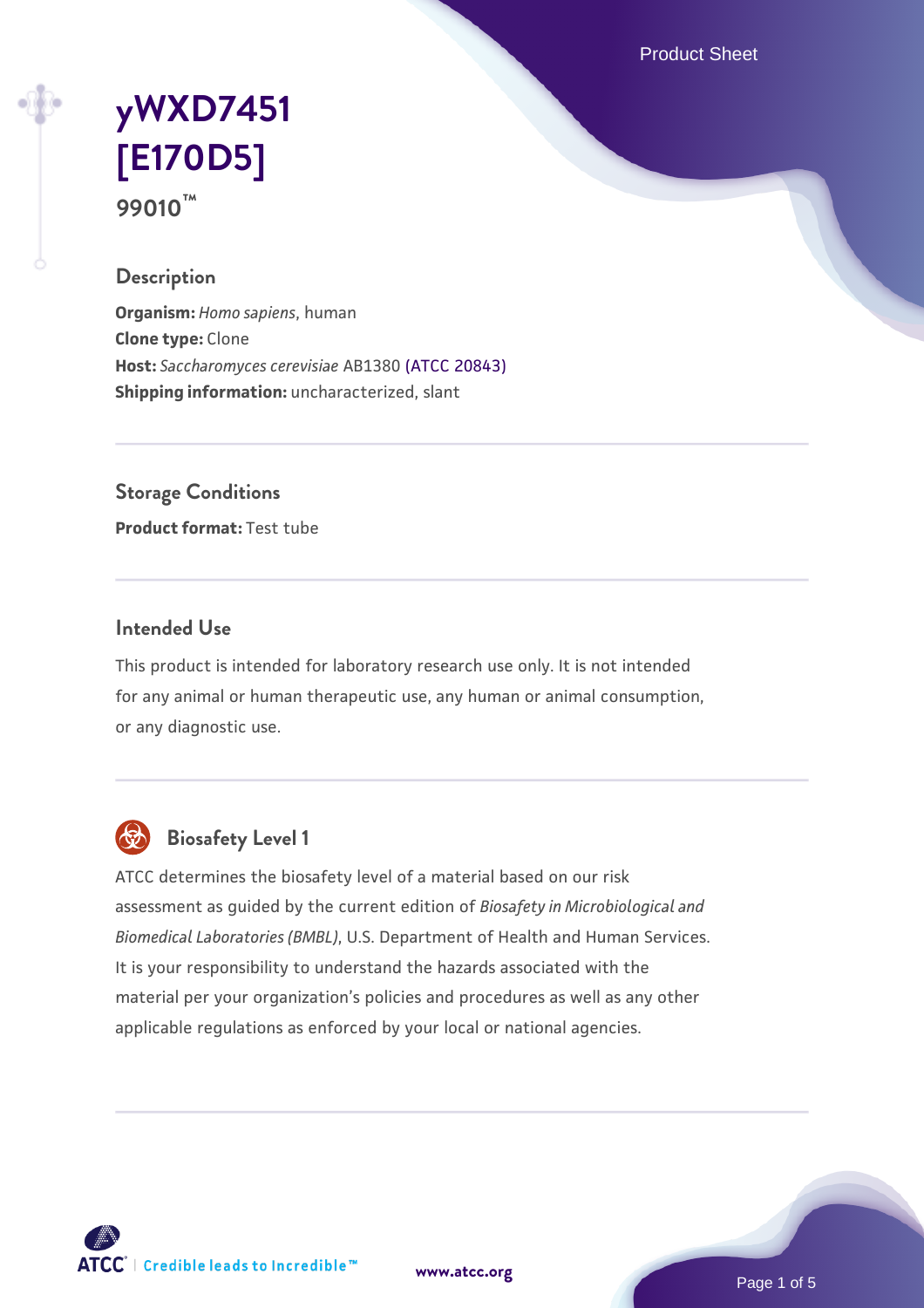# yWXD7451 [E170D5]

**99010™**

## Description

**Organism:** *Homo sapiens*, human
**Clone type:** Clone
**Host:** *Saccharomyces cerevisiae* AB1380 (ATCC 20843)
**Shipping information:** uncharacterized, slant

## Storage Conditions

**Product format:** Test tube

## Intended Use

This product is intended for laboratory research use only. It is not intended for any animal or human therapeutic use, any human or animal consumption, or any diagnostic use.

## Biosafety Level 1

ATCC determines the biosafety level of a material based on our risk assessment as guided by the current edition of *Biosafety in Microbiological and Biomedical Laboratories (BMBL)*, U.S. Department of Health and Human Services. It is your responsibility to understand the hazards associated with the material per your organization's policies and procedures as well as any other applicable regulations as enforced by your local or national agencies.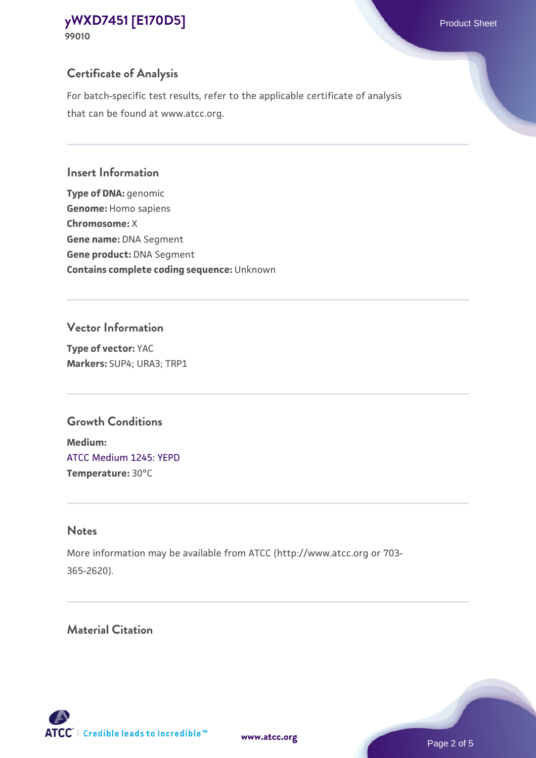## Certificate of Analysis

For batch-specific test results, refer to the applicable certificate of analysis that can be found at www.atcc.org.

## Insert Information

**Type of DNA:** genomic
**Genome:** Homo sapiens
**Chromosome:** X
**Gene name:** DNA Segment
**Gene product:** DNA Segment
**Contains complete coding sequence:** Unknown

## Vector Information

**Type of vector:** YAC
**Markers:** SUP4; URA3; TRP1

## Growth Conditions

**Medium:**
ATCC Medium 1245: YEPD
**Temperature:** 30°C

## Notes

More information may be available from ATCC (http://www.atcc.org or 703-365-2620).

## Material Citation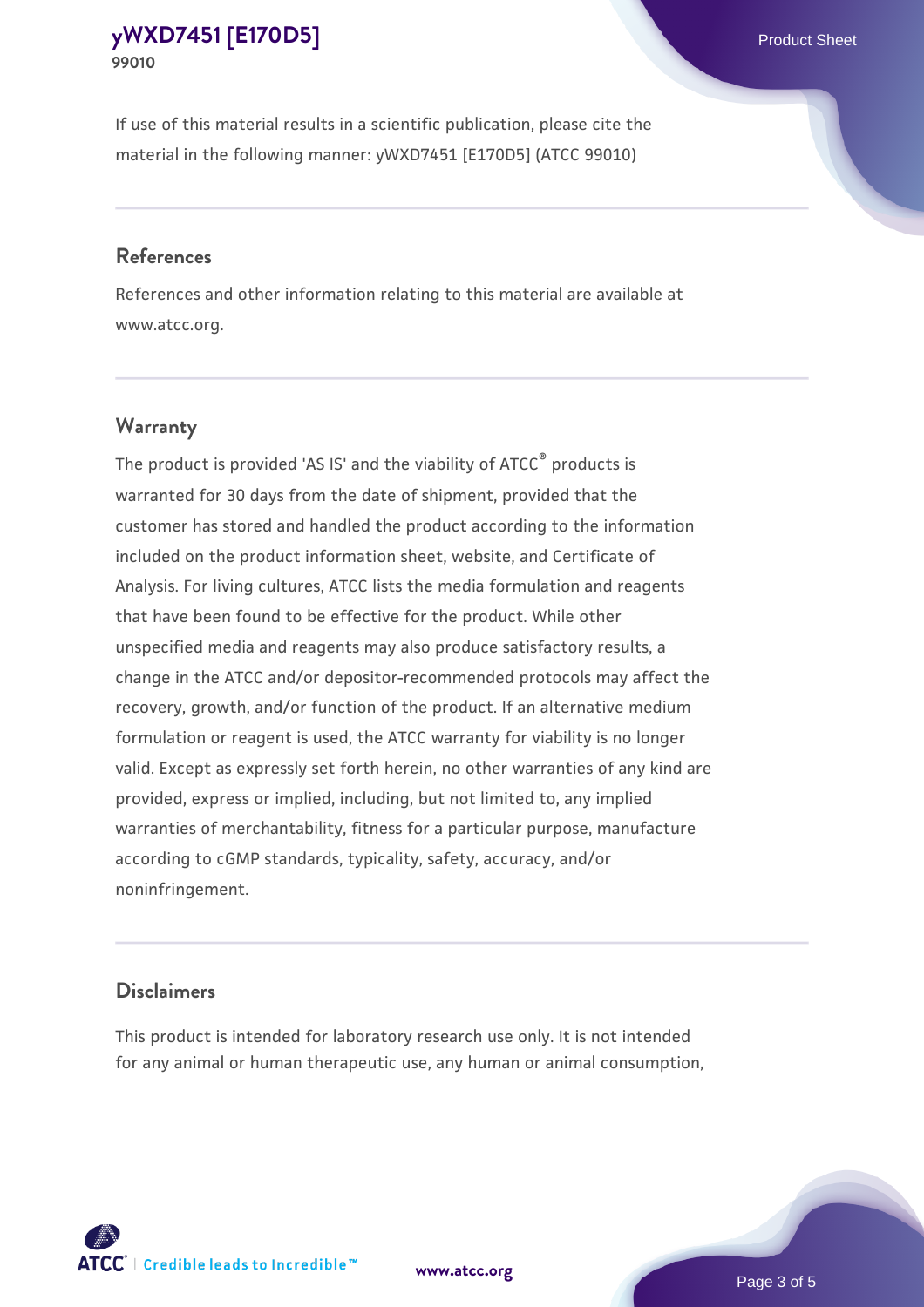If use of this material results in a scientific publication, please cite the material in the following manner: yWXD7451 [E170D5] (ATCC 99010)

## References

References and other information relating to this material are available at www.atcc.org.

## Warranty

The product is provided 'AS IS' and the viability of ATCC® products is warranted for 30 days from the date of shipment, provided that the customer has stored and handled the product according to the information included on the product information sheet, website, and Certificate of Analysis. For living cultures, ATCC lists the media formulation and reagents that have been found to be effective for the product. While other unspecified media and reagents may also produce satisfactory results, a change in the ATCC and/or depositor-recommended protocols may affect the recovery, growth, and/or function of the product. If an alternative medium formulation or reagent is used, the ATCC warranty for viability is no longer valid. Except as expressly set forth herein, no other warranties of any kind are provided, express or implied, including, but not limited to, any implied warranties of merchantability, fitness for a particular purpose, manufacture according to cGMP standards, typicality, safety, accuracy, and/or noninfringement.

## Disclaimers

This product is intended for laboratory research use only. It is not intended for any animal or human therapeutic use, any human or animal consumption,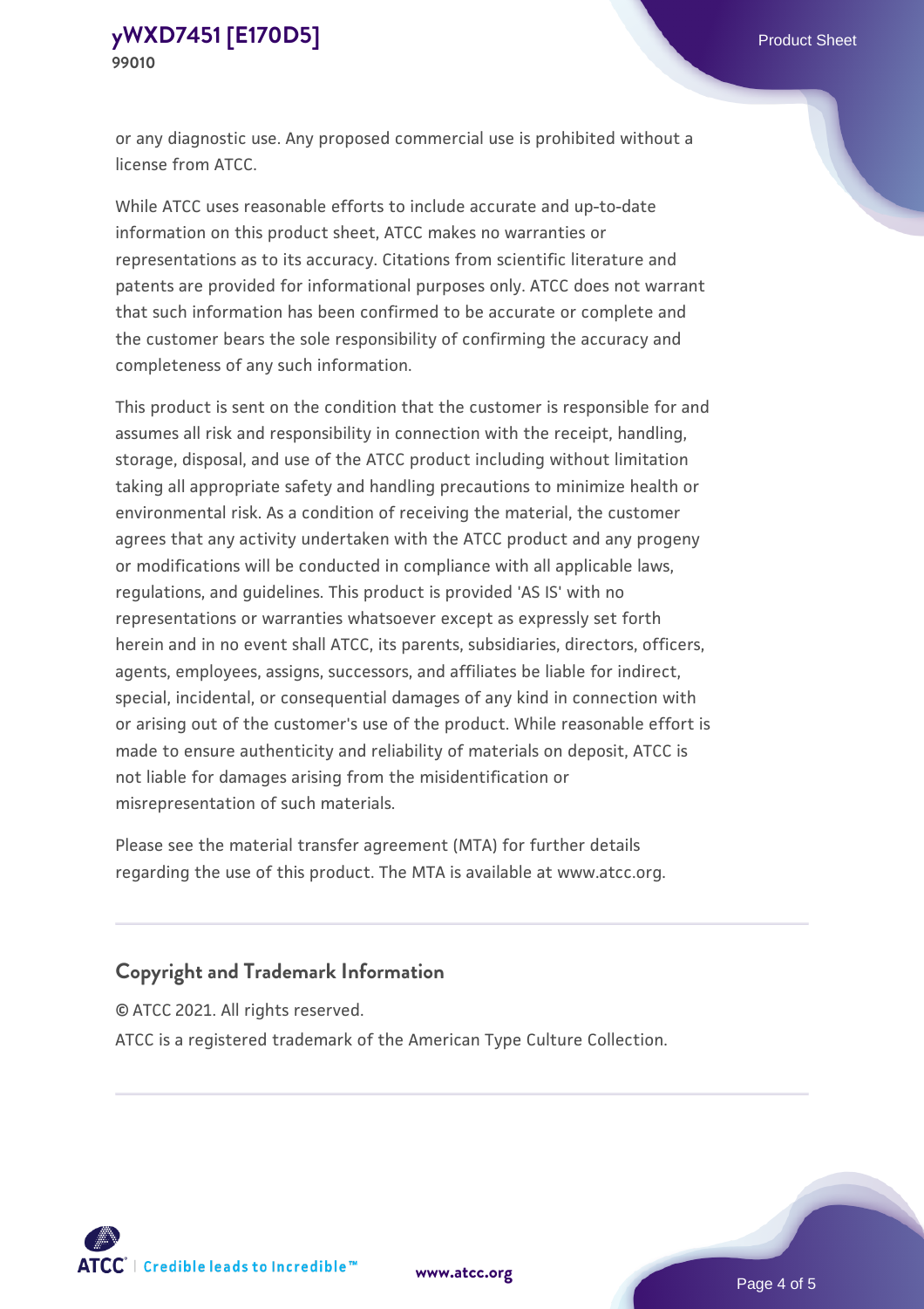or any diagnostic use. Any proposed commercial use is prohibited without a license from ATCC.

While ATCC uses reasonable efforts to include accurate and up-to-date information on this product sheet, ATCC makes no warranties or representations as to its accuracy. Citations from scientific literature and patents are provided for informational purposes only. ATCC does not warrant that such information has been confirmed to be accurate or complete and the customer bears the sole responsibility of confirming the accuracy and completeness of any such information.

This product is sent on the condition that the customer is responsible for and assumes all risk and responsibility in connection with the receipt, handling, storage, disposal, and use of the ATCC product including without limitation taking all appropriate safety and handling precautions to minimize health or environmental risk. As a condition of receiving the material, the customer agrees that any activity undertaken with the ATCC product and any progeny or modifications will be conducted in compliance with all applicable laws, regulations, and guidelines. This product is provided 'AS IS' with no representations or warranties whatsoever except as expressly set forth herein and in no event shall ATCC, its parents, subsidiaries, directors, officers, agents, employees, assigns, successors, and affiliates be liable for indirect, special, incidental, or consequential damages of any kind in connection with or arising out of the customer's use of the product. While reasonable effort is made to ensure authenticity and reliability of materials on deposit, ATCC is not liable for damages arising from the misidentification or misrepresentation of such materials.

Please see the material transfer agreement (MTA) for further details regarding the use of this product. The MTA is available at www.atcc.org.

## Copyright and Trademark Information

© ATCC 2021. All rights reserved.

ATCC is a registered trademark of the American Type Culture Collection.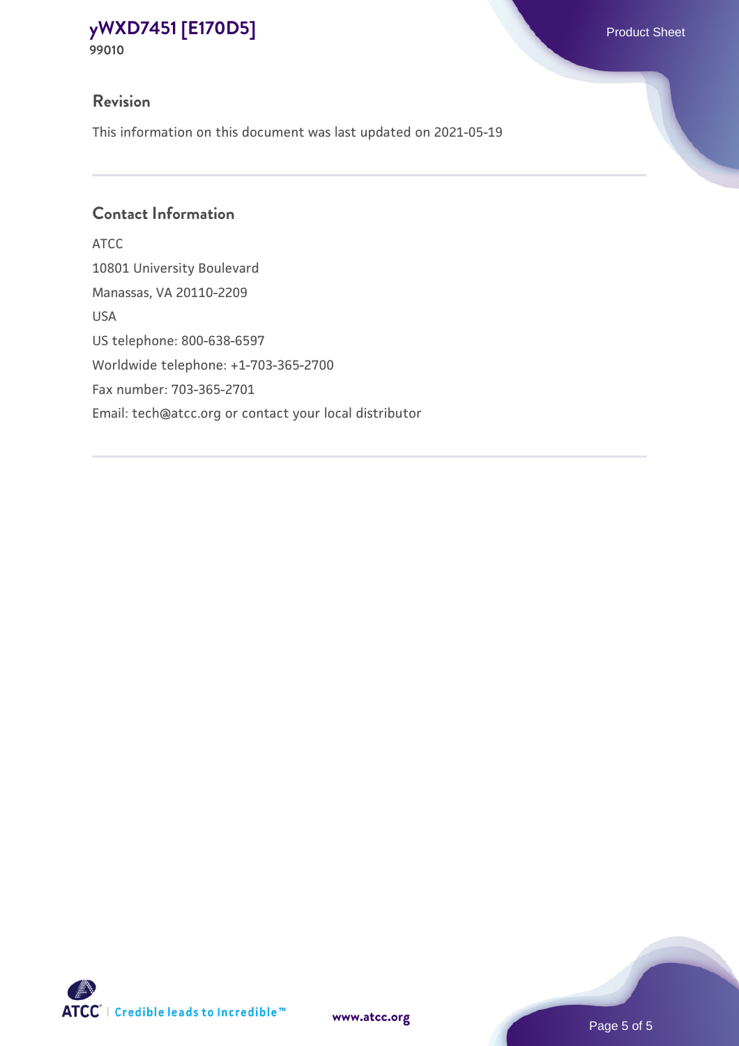## Revision

This information on this document was last updated on 2021-05-19

## Contact Information

ATCC
10801 University Boulevard
Manassas, VA 20110-2209
USA
US telephone: 800-638-6597
Worldwide telephone: +1-703-365-2700
Fax number: 703-365-2701
Email: tech@atcc.org or contact your local distributor